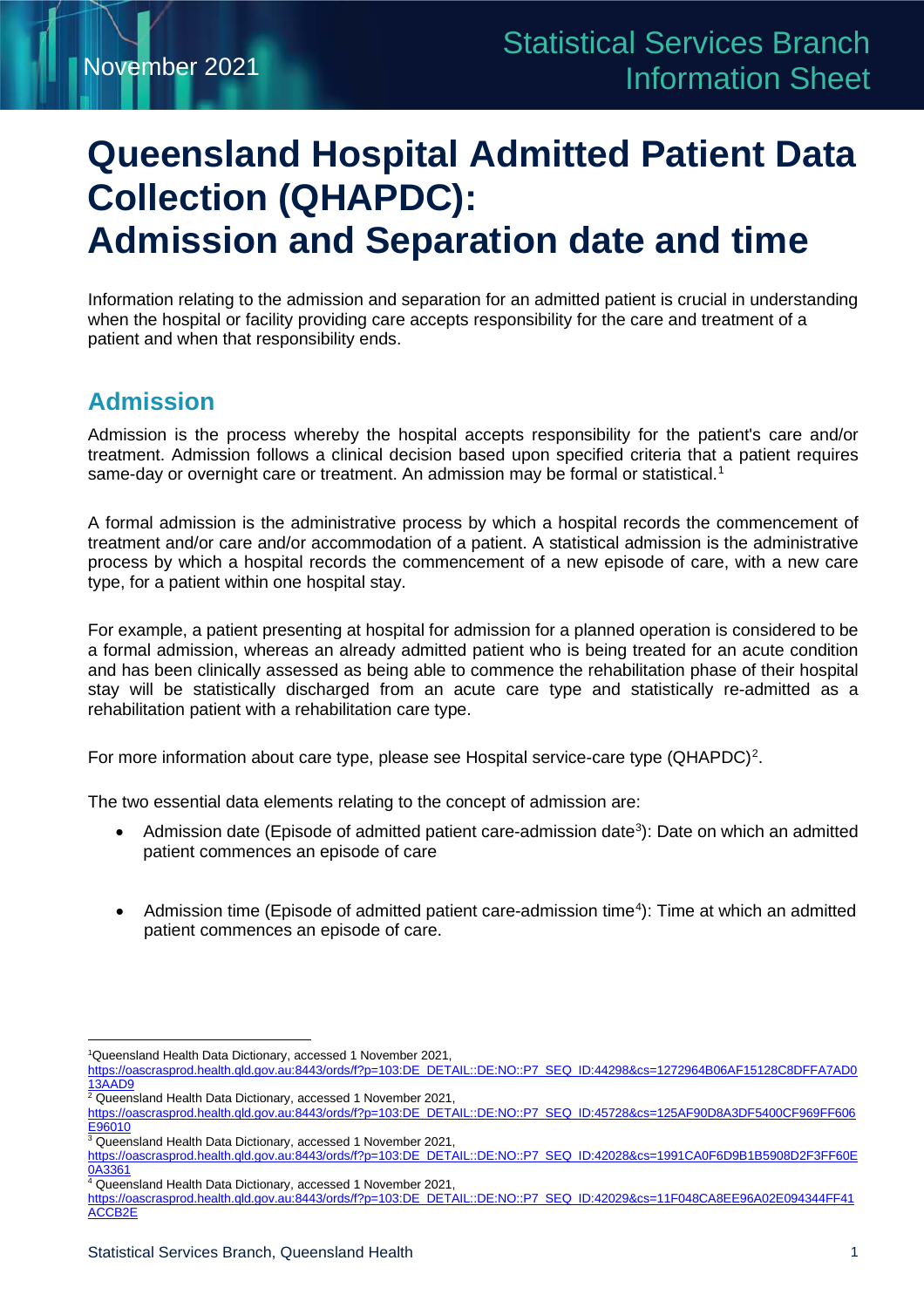November 2021

Statistical Services Branch Information Sheet

# Queensland Hospital Admitted Patient Data Collection (QHAPDC): Admission and Separation date and time

Information relating to the admission and separation for an admitted patient is crucial in understanding when the hospital or facility providing care accepts responsibility for the care and treatment of a patient and when that responsibility ends.

## Admission

Admission is the process whereby the hospital accepts responsibility for the patient's care and/or treatment. Admission follows a clinical decision based upon specified criteria that a patient requires same-day or overnight care or treatment. An admission may be formal or statistical.[1]

A formal admission is the administrative process by which a hospital records the commencement of treatment and/or care and/or accommodation of a patient. A statistical admission is the administrative process by which a hospital records the commencement of a new episode of care, with a new care type, for a patient within one hospital stay.

For example, a patient presenting at hospital for admission for a planned operation is considered to be a formal admission, whereas an already admitted patient who is being treated for an acute condition and has been clinically assessed as being able to commence the rehabilitation phase of their hospital stay will be statistically discharged from an acute care type and statistically re-admitted as a rehabilitation patient with a rehabilitation care type.

For more information about care type, please see Hospital service-care type (QHAPDC)[2].

The two essential data elements relating to the concept of admission are:

- Admission date (Episode of admitted patient care-admission date[3]): Date on which an admitted patient commences an episode of care
- Admission time (Episode of admitted patient care-admission time[4]): Time at which an admitted patient commences an episode of care.

---

[1] Queensland Health Data Dictionary, accessed 1 November 2021, https://oascrasprod.health.qld.gov.au:8443/ords/f?p=103:DE_DETAIL::DE:NO::P7_SEQ_ID:44298&cs=1272964B06AF15128C8DFFA7AD013AAD9

[2] Queensland Health Data Dictionary, accessed 1 November 2021, https://oascrasprod.health.qld.gov.au:8443/ords/f?p=103:DE_DETAIL::DE:NO::P7_SEQ_ID:45728&cs=125AF90D8A3DF5400CF969FF606E96010

[3] Queensland Health Data Dictionary, accessed 1 November 2021, https://oascrasprod.health.qld.gov.au:8443/ords/f?p=103:DE_DETAIL::DE:NO::P7_SEQ_ID:42028&cs=1991CA0F6D9B1B5908D2F3FF60E0A3361

[4] Queensland Health Data Dictionary, accessed 1 November 2021, https://oascrasprod.health.qld.gov.au:8443/ords/f?p=103:DE_DETAIL::DE:NO::P7_SEQ_ID:42029&cs=11F048CA8EE96A02E094344FF41ACCB2E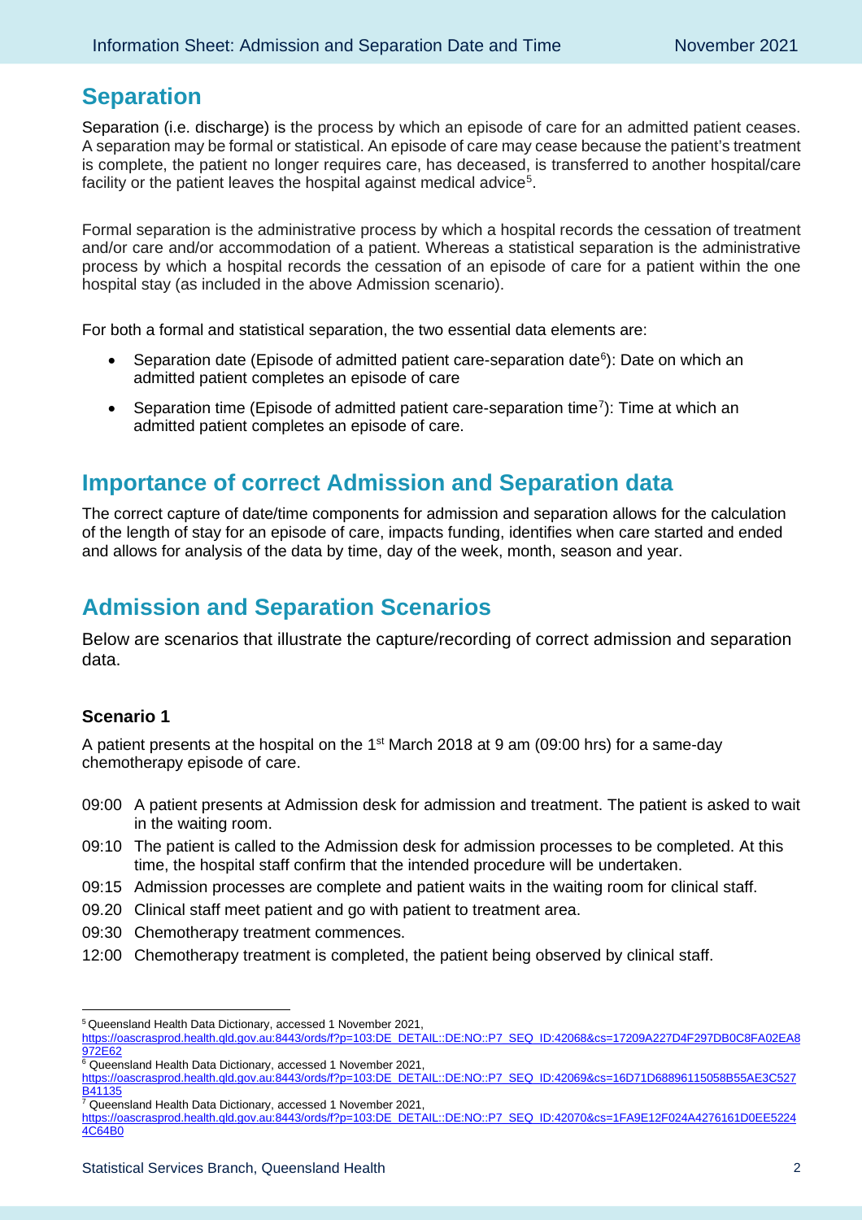## Separation

Separation (i.e. discharge) is the process by which an episode of care for an admitted patient ceases. A separation may be formal or statistical. An episode of care may cease because the patient's treatment is complete, the patient no longer requires care, has deceased, is transferred to another hospital/care facility or the patient leaves the hospital against medical advice[5].

Formal separation is the administrative process by which a hospital records the cessation of treatment and/or care and/or accommodation of a patient. Whereas a statistical separation is the administrative process by which a hospital records the cessation of an episode of care for a patient within the one hospital stay (as included in the above Admission scenario).

For both a formal and statistical separation, the two essential data elements are:

- Separation date (Episode of admitted patient care-separation date[6]): Date on which an admitted patient completes an episode of care
- Separation time (Episode of admitted patient care-separation time[7]): Time at which an admitted patient completes an episode of care.

## Importance of correct Admission and Separation data

The correct capture of date/time components for admission and separation allows for the calculation of the length of stay for an episode of care, impacts funding, identifies when care started and ended and allows for analysis of the data by time, day of the week, month, season and year.

## Admission and Separation Scenarios

Below are scenarios that illustrate the capture/recording of correct admission and separation data.

### Scenario 1

A patient presents at the hospital on the 1st March 2018 at 9 am (09:00 hrs) for a same-day chemotherapy episode of care.

09:00 A patient presents at Admission desk for admission and treatment. The patient is asked to wait in the waiting room.
09:10 The patient is called to the Admission desk for admission processes to be completed. At this time, the hospital staff confirm that the intended procedure will be undertaken.
09:15 Admission processes are complete and patient waits in the waiting room for clinical staff.
09.20 Clinical staff meet patient and go with patient to treatment area.
09:30 Chemotherapy treatment commences.
12:00 Chemotherapy treatment is completed, the patient being observed by clinical staff.

---

[5] Queensland Health Data Dictionary, accessed 1 November 2021, https://oascrasprod.health.qld.gov.au:8443/ords/f?p=103:DE_DETAIL::DE:NO::P7_SEQ_ID:42068&cs=17209A227D4F297DB0C8FA02EA8972E62

[6] Queensland Health Data Dictionary, accessed 1 November 2021, https://oascrasprod.health.qld.gov.au:8443/ords/f?p=103:DE_DETAIL::DE:NO::P7_SEQ_ID:42069&cs=16D71D68896115058B55AE3C527B41135

[7] Queensland Health Data Dictionary, accessed 1 November 2021, https://oascrasprod.health.qld.gov.au:8443/ords/f?p=103:DE_DETAIL::DE:NO::P7_SEQ_ID:42070&cs=1FA9E12F024A4276161D0EE52244C64B0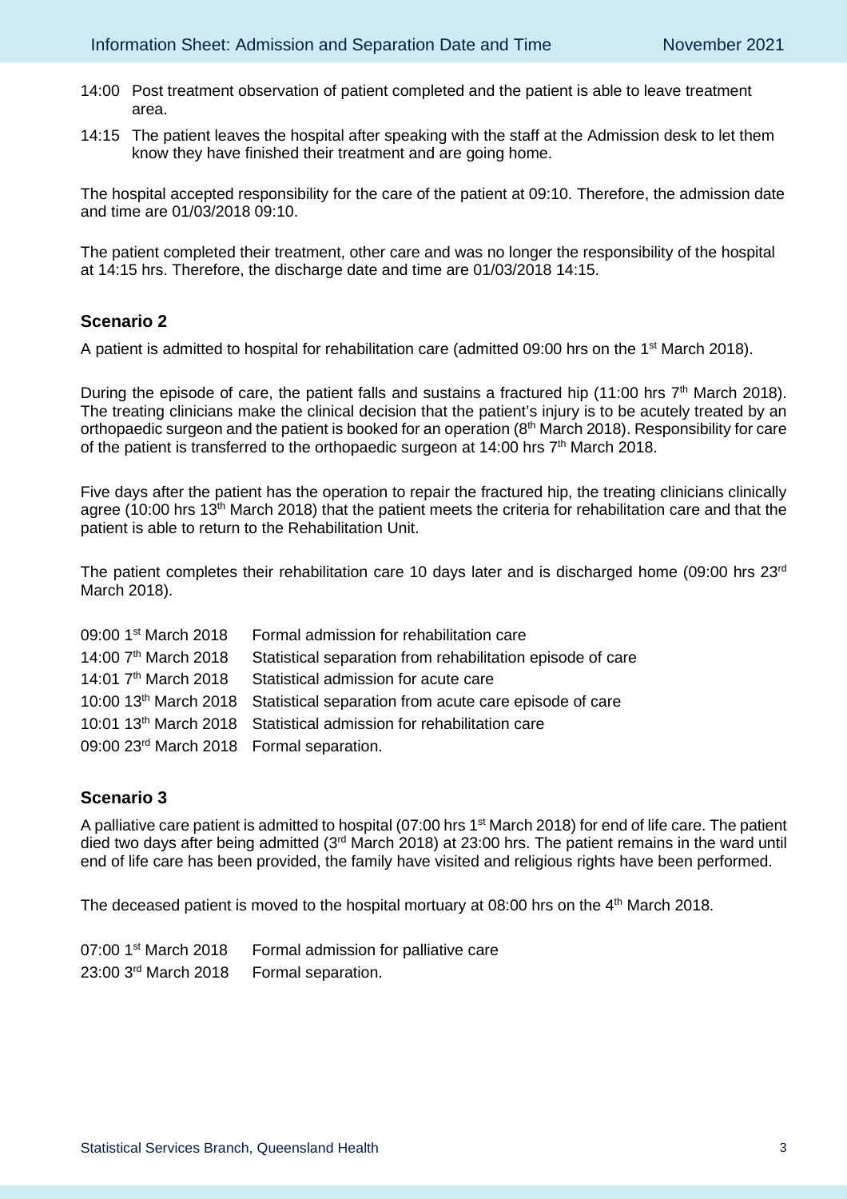14:00 Post treatment observation of patient completed and the patient is able to leave treatment area.

14:15 The patient leaves the hospital after speaking with the staff at the Admission desk to let them know they have finished their treatment and are going home.

The hospital accepted responsibility for the care of the patient at 09:10. Therefore, the admission date and time are 01/03/2018 09:10.

The patient completed their treatment, other care and was no longer the responsibility of the hospital at 14:15 hrs. Therefore, the discharge date and time are 01/03/2018 14:15.

## Scenario 2

A patient is admitted to hospital for rehabilitation care (admitted 09:00 hrs on the 1st March 2018).

During the episode of care, the patient falls and sustains a fractured hip (11:00 hrs 7th March 2018). The treating clinicians make the clinical decision that the patient's injury is to be acutely treated by an orthopaedic surgeon and the patient is booked for an operation (8th March 2018). Responsibility for care of the patient is transferred to the orthopaedic surgeon at 14:00 hrs 7th March 2018.

Five days after the patient has the operation to repair the fractured hip, the treating clinicians clinically agree (10:00 hrs 13th March 2018) that the patient meets the criteria for rehabilitation care and that the patient is able to return to the Rehabilitation Unit.

The patient completes their rehabilitation care 10 days later and is discharged home (09:00 hrs 23rd March 2018).

| | |
|---|---|
| 09:00 1st March 2018 | Formal admission for rehabilitation care |
| 14:00 7th March 2018 | Statistical separation from rehabilitation episode of care |
| 14:01 7th March 2018 | Statistical admission for acute care |
| 10:00 13th March 2018 | Statistical separation from acute care episode of care |
| 10:01 13th March 2018 | Statistical admission for rehabilitation care |
| 09:00 23rd March 2018 | Formal separation. |

## Scenario 3

A palliative care patient is admitted to hospital (07:00 hrs 1st March 2018) for end of life care. The patient died two days after being admitted (3rd March 2018) at 23:00 hrs. The patient remains in the ward until end of life care has been provided, the family have visited and religious rights have been performed.

The deceased patient is moved to the hospital mortuary at 08:00 hrs on the 4th March 2018.

| | |
|---|---|
| 07:00 1st March 2018 | Formal admission for palliative care |
| 23:00 3rd March 2018 | Formal separation. |